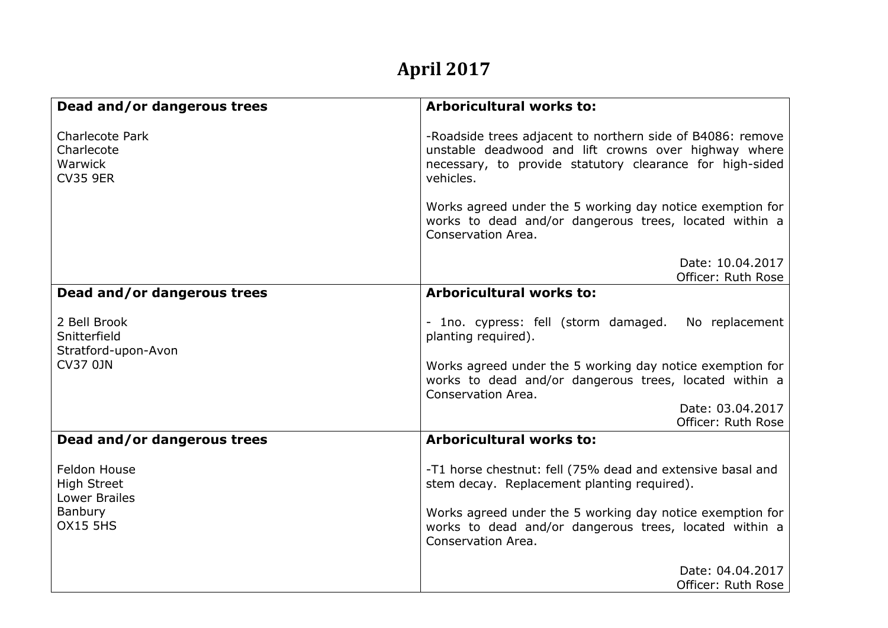# April 2017

| Dead and/or dangerous trees | Arboricultural works to: |
|---|---|
| Charlecote Park<br>Charlecote<br>Warwick<br>CV35 9ER | -Roadside trees adjacent to northern side of B4086: remove unstable deadwood and lift crowns over highway where necessary, to provide statutory clearance for high-sided vehicles.<br><br>Works agreed under the 5 working day notice exemption for works to dead and/or dangerous trees, located within a Conservation Area.<br><br>Date: 10.04.2017<br>Officer: Ruth Rose |
| **Dead and/or dangerous trees** | **Arboricultural works to:** |
| 2 Bell Brook<br>Snitterfield<br>Stratford-upon-Avon<br>CV37 0JN | - 1no. cypress: fell (storm damaged. No replacement planting required).<br><br>Works agreed under the 5 working day notice exemption for works to dead and/or dangerous trees, located within a Conservation Area.<br><br>Date: 03.04.2017<br>Officer: Ruth Rose |
| **Dead and/or dangerous trees** | **Arboricultural works to:** |
| Feldon House<br>High Street<br>Lower Brailes<br>Banbury<br>OX15 5HS | -T1 horse chestnut: fell (75% dead and extensive basal and stem decay. Replacement planting required).<br><br>Works agreed under the 5 working day notice exemption for works to dead and/or dangerous trees, located within a Conservation Area.<br><br>Date: 04.04.2017<br>Officer: Ruth Rose |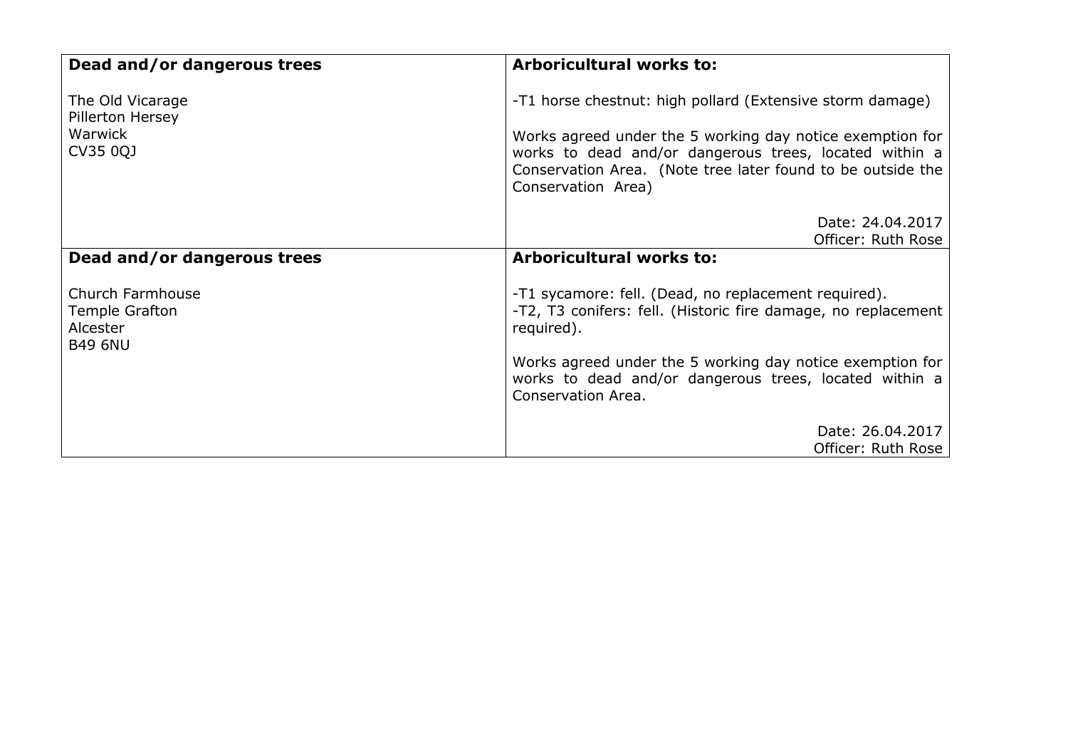| | |
|---|---|
| **Dead and/or dangerous trees**<br><br>The Old Vicarage<br>Pillerton Hersey<br>Warwick<br>CV35 0QJ | **Arboricultural works to:**<br><br>-T1 horse chestnut: high pollard (Extensive storm damage)<br><br>Works agreed under the 5 working day notice exemption for works to dead and/or dangerous trees, located within a Conservation Area. (Note tree later found to be outside the Conservation Area)<br><br>Date: 24.04.2017<br>Officer: Ruth Rose |
| **Dead and/or dangerous trees**<br><br>Church Farmhouse<br>Temple Grafton<br>Alcester<br>B49 6NU | **Arboricultural works to:**<br><br>-T1 sycamore: fell. (Dead, no replacement required).<br>-T2, T3 conifers: fell. (Historic fire damage, no replacement required).<br><br>Works agreed under the 5 working day notice exemption for works to dead and/or dangerous trees, located within a Conservation Area.<br><br>Date: 26.04.2017<br>Officer: Ruth Rose |